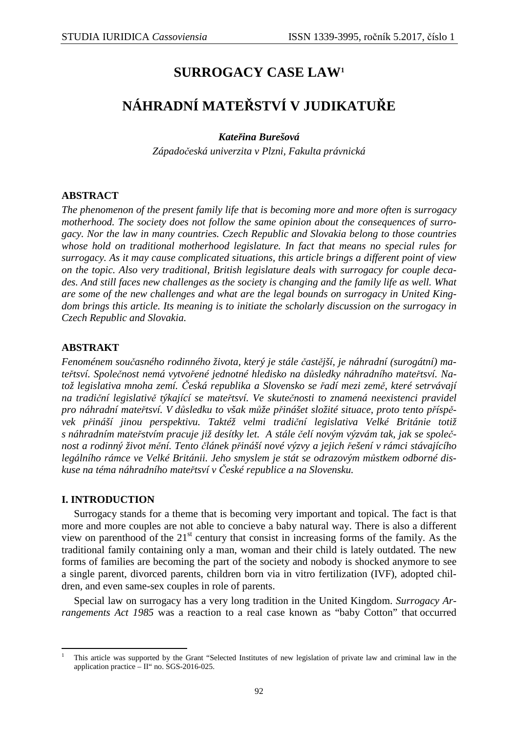# SURROGACY CASE LAW[1]

# NÁHRADNÍ MATEŘSTVÍ V JUDIKATUŘE

***Kateřina Burešová***

*Západočeská univerzita v Plzni, Fakulta právnická*

## ABSTRACT

*The phenomenon of the present family life that is becoming more and more often is surrogacy motherhood. The society does not follow the same opinion about the consequences of surrogacy. Nor the law in many countries. Czech Republic and Slovakia belong to those countries whose hold on traditional motherhood legislature. In fact that means no special rules for surrogacy. As it may cause complicated situations, this article brings a different point of view on the topic. Also very traditional, British legislature deals with surrogacy for couple decades. And still faces new challenges as the society is changing and the family life as well. What are some of the new challenges and what are the legal bounds on surrogacy in United Kingdom brings this article. Its meaning is to initiate the scholarly discussion on the surrogacy in Czech Republic and Slovakia.*

## ABSTRAKT

*Fenoménem současného rodinného života, který je stále častější, je náhradní (surogátní) mateřství. Společnost nemá vytvořené jednotné hledisko na důsledky náhradního mateřství. Natož legislativa mnoha zemí. Česká republika a Slovensko se řadí mezi země, které setrvávají na tradiční legislativě týkající se mateřství. Ve skutečnosti to znamená neexistenci pravidel pro náhradní mateřství. V důsledku to však může přinášet složité situace, proto tento příspěvek přináší jinou perspektivu. Taktéž velmi tradiční legislativa Velké Británie totiž s náhradním mateřstvím pracuje již desítky let. A stále čelí novým výzvám tak, jak se společnost a rodinný život mění. Tento článek přináší nové výzvy a jejich řešení v rámci stávajícího legálního rámce ve Velké Británii. Jeho smyslem je stát se odrazovým můstkem odborné diskuse na téma náhradního mateřství v České republice a na Slovensku.*

## I. INTRODUCTION

Surrogacy stands for a theme that is becoming very important and topical. The fact is that more and more couples are not able to concieve a baby natural way. There is also a different view on parenthood of the 21st century that consist in increasing forms of the family. As the traditional family containing only a man, woman and their child is lately outdated. The new forms of families are becoming the part of the society and nobody is shocked anymore to see a single parent, divorced parents, children born via in vitro fertilization (IVF), adopted children, and even same-sex couples in role of parents.

Special law on surrogacy has a very long tradition in the United Kingdom. *Surrogacy Arrangements Act 1985* was a reaction to a real case known as "baby Cotton" that occurred

---

[1] This article was supported by the Grant "Selected Institutes of new legislation of private law and criminal law in the application practice – II" no. SGS-2016-025.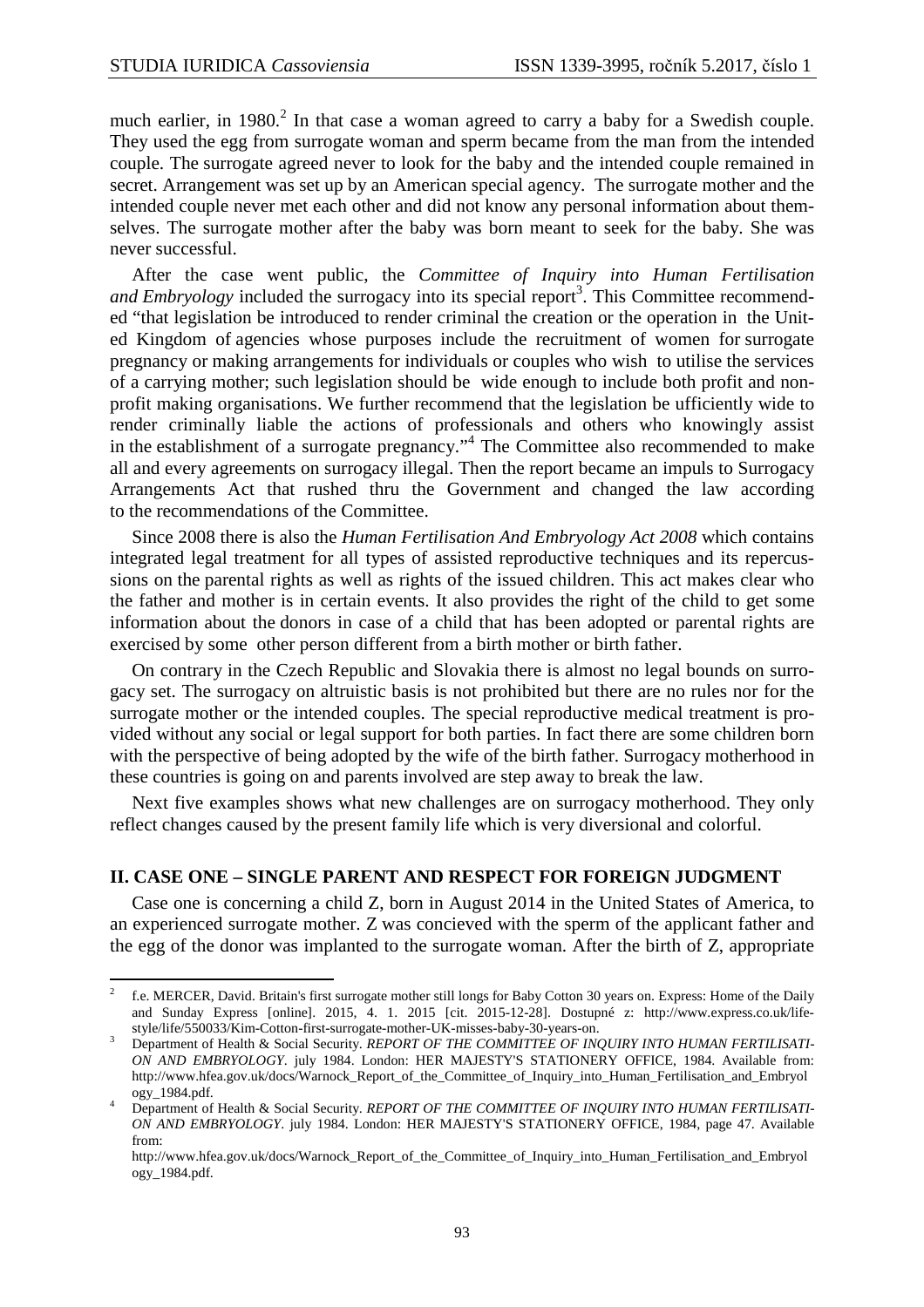much earlier, in 1980.[2] In that case a woman agreed to carry a baby for a Swedish couple. They used the egg from surrogate woman and sperm became from the man from the intended couple. The surrogate agreed never to look for the baby and the intended couple remained in secret. Arrangement was set up by an American special agency. The surrogate mother and the intended couple never met each other and did not know any personal information about themselves. The surrogate mother after the baby was born meant to seek for the baby. She was never successful.

After the case went public, the *Committee of Inquiry into Human Fertilisation and Embryology* included the surrogacy into its special report[3]. This Committee recommended "that legislation be introduced to render criminal the creation or the operation in the United Kingdom of agencies whose purposes include the recruitment of women for surrogate pregnancy or making arrangements for individuals or couples who wish to utilise the services of a carrying mother; such legislation should be wide enough to include both profit and non-profit making organisations. We further recommend that the legislation be ufficiently wide to render criminally liable the actions of professionals and others who knowingly assist in the establishment of a surrogate pregnancy."[4] The Committee also recommended to make all and every agreements on surrogacy illegal. Then the report became an impuls to Surrogacy Arrangements Act that rushed thru the Government and changed the law according to the recommendations of the Committee.

Since 2008 there is also the *Human Fertilisation And Embryology Act 2008* which contains integrated legal treatment for all types of assisted reproductive techniques and its repercussions on the parental rights as well as rights of the issued children. This act makes clear who the father and mother is in certain events. It also provides the right of the child to get some information about the donors in case of a child that has been adopted or parental rights are exercised by some other person different from a birth mother or birth father.

On contrary in the Czech Republic and Slovakia there is almost no legal bounds on surrogacy set. The surrogacy on altruistic basis is not prohibited but there are no rules nor for the surrogate mother or the intended couples. The special reproductive medical treatment is provided without any social or legal support for both parties. In fact there are some children born with the perspective of being adopted by the wife of the birth father. Surrogacy motherhood in these countries is going on and parents involved are step away to break the law.

Next five examples shows what new challenges are on surrogacy motherhood. They only reflect changes caused by the present family life which is very diversional and colorful.

## II. CASE ONE – SINGLE PARENT AND RESPECT FOR FOREIGN JUDGMENT

Case one is concerning a child Z, born in August 2014 in the United States of America, to an experienced surrogate mother. Z was concieved with the sperm of the applicant father and the egg of the donor was implanted to the surrogate woman. After the birth of Z, appropriate

---

[2] f.e. MERCER, David. Britain's first surrogate mother still longs for Baby Cotton 30 years on. Express: Home of the Daily and Sunday Express [online]. 2015, 4. 1. 2015 [cit. 2015-12-28]. Dostupné z: http://www.express.co.uk/life-style/life/550033/Kim-Cotton-first-surrogate-mother-UK-misses-baby-30-years-on.

[3] Department of Health & Social Security. *REPORT OF THE COMMITTEE OF INQUIRY INTO HUMAN FERTILISATION AND EMBRYOLOGY*. july 1984. London: HER MAJESTY'S STATIONERY OFFICE, 1984. Available from: http://www.hfea.gov.uk/docs/Warnock_Report_of_the_Committee_of_Inquiry_into_Human_Fertilisation_and_Embryology_1984.pdf.

[4] Department of Health & Social Security. *REPORT OF THE COMMITTEE OF INQUIRY INTO HUMAN FERTILISATION AND EMBRYOLOGY*. july 1984. London: HER MAJESTY'S STATIONERY OFFICE, 1984, page 47. Available from: http://www.hfea.gov.uk/docs/Warnock_Report_of_the_Committee_of_Inquiry_into_Human_Fertilisation_and_Embryology_1984.pdf.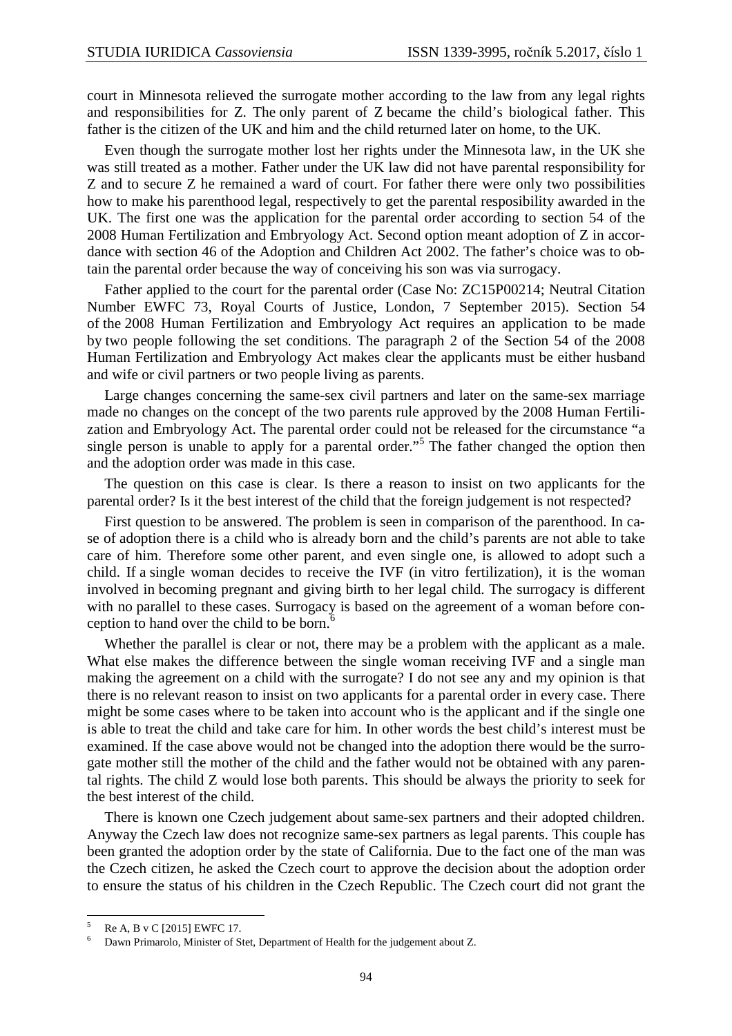court in Minnesota relieved the surrogate mother according to the law from any legal rights and responsibilities for Z. The only parent of Z became the child's biological father. This father is the citizen of the UK and him and the child returned later on home, to the UK.

Even though the surrogate mother lost her rights under the Minnesota law, in the UK she was still treated as a mother. Father under the UK law did not have parental responsibility for Z and to secure Z he remained a ward of court. For father there were only two possibilities how to make his parenthood legal, respectively to get the parental resposibility awarded in the UK. The first one was the application for the parental order according to section 54 of the 2008 Human Fertilization and Embryology Act. Second option meant adoption of Z in accordance with section 46 of the Adoption and Children Act 2002. The father's choice was to obtain the parental order because the way of conceiving his son was via surrogacy.

Father applied to the court for the parental order (Case No: ZC15P00214; Neutral Citation Number EWFC 73, Royal Courts of Justice, London, 7 September 2015). Section 54 of the 2008 Human Fertilization and Embryology Act requires an application to be made by two people following the set conditions. The paragraph 2 of the Section 54 of the 2008 Human Fertilization and Embryology Act makes clear the applicants must be either husband and wife or civil partners or two people living as parents.

Large changes concerning the same-sex civil partners and later on the same-sex marriage made no changes on the concept of the two parents rule approved by the 2008 Human Fertilization and Embryology Act. The parental order could not be released for the circumstance "a single person is unable to apply for a parental order."[5] The father changed the option then and the adoption order was made in this case.

The question on this case is clear. Is there a reason to insist on two applicants for the parental order? Is it the best interest of the child that the foreign judgement is not respected?

First question to be answered. The problem is seen in comparison of the parenthood. In case of adoption there is a child who is already born and the child's parents are not able to take care of him. Therefore some other parent, and even single one, is allowed to adopt such a child. If a single woman decides to receive the IVF (in vitro fertilization), it is the woman involved in becoming pregnant and giving birth to her legal child. The surrogacy is different with no parallel to these cases. Surrogacy is based on the agreement of a woman before conception to hand over the child to be born.[6]

Whether the parallel is clear or not, there may be a problem with the applicant as a male. What else makes the difference between the single woman receiving IVF and a single man making the agreement on a child with the surrogate? I do not see any and my opinion is that there is no relevant reason to insist on two applicants for a parental order in every case. There might be some cases where to be taken into account who is the applicant and if the single one is able to treat the child and take care for him. In other words the best child's interest must be examined. If the case above would not be changed into the adoption there would be the surrogate mother still the mother of the child and the father would not be obtained with any parental rights. The child Z would lose both parents. This should be always the priority to seek for the best interest of the child.

There is known one Czech judgement about same-sex partners and their adopted children. Anyway the Czech law does not recognize same-sex partners as legal parents. This couple has been granted the adoption order by the state of California. Due to the fact one of the man was the Czech citizen, he asked the Czech court to approve the decision about the adoption order to ensure the status of his children in the Czech Republic. The Czech court did not grant the

---

[5] Re A, B v C [2015] EWFC 17.

[6] Dawn Primarolo, Minister of Stet, Department of Health for the judgement about Z.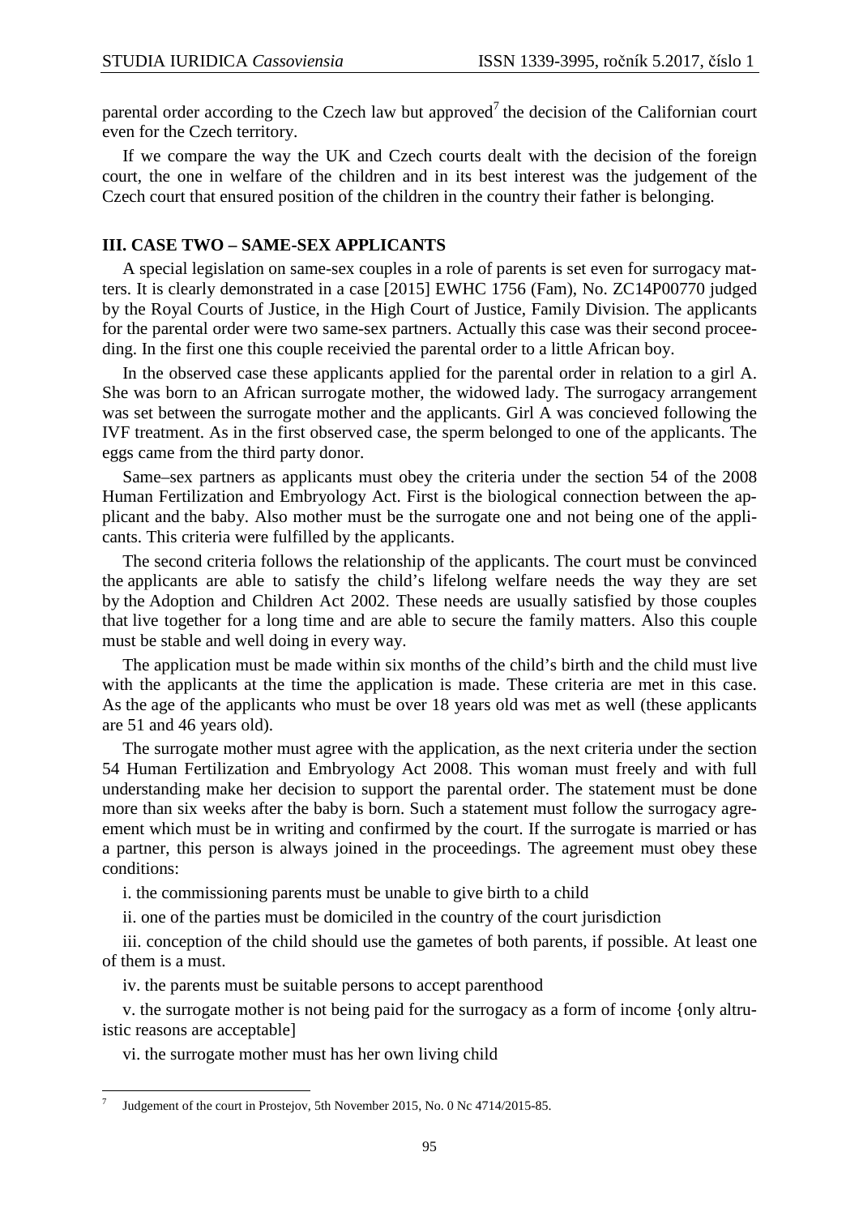parental order according to the Czech law but approved[7] the decision of the Californian court even for the Czech territory.

If we compare the way the UK and Czech courts dealt with the decision of the foreign court, the one in welfare of the children and in its best interest was the judgement of the Czech court that ensured position of the children in the country their father is belonging.

## III. CASE TWO – SAME-SEX APPLICANTS

A special legislation on same-sex couples in a role of parents is set even for surrogacy matters. It is clearly demonstrated in a case [2015] EWHC 1756 (Fam), No. ZC14P00770 judged by the Royal Courts of Justice, in the High Court of Justice, Family Division. The applicants for the parental order were two same-sex partners. Actually this case was their second proceeding. In the first one this couple receivied the parental order to a little African boy.

In the observed case these applicants applied for the parental order in relation to a girl A. She was born to an African surrogate mother, the widowed lady. The surrogacy arrangement was set between the surrogate mother and the applicants. Girl A was concieved following the IVF treatment. As in the first observed case, the sperm belonged to one of the applicants. The eggs came from the third party donor.

Same–sex partners as applicants must obey the criteria under the section 54 of the 2008 Human Fertilization and Embryology Act. First is the biological connection between the applicant and the baby. Also mother must be the surrogate one and not being one of the applicants. This criteria were fulfilled by the applicants.

The second criteria follows the relationship of the applicants. The court must be convinced the applicants are able to satisfy the child's lifelong welfare needs the way they are set by the Adoption and Children Act 2002. These needs are usually satisfied by those couples that live together for a long time and are able to secure the family matters. Also this couple must be stable and well doing in every way.

The application must be made within six months of the child's birth and the child must live with the applicants at the time the application is made. These criteria are met in this case. As the age of the applicants who must be over 18 years old was met as well (these applicants are 51 and 46 years old).

The surrogate mother must agree with the application, as the next criteria under the section 54 Human Fertilization and Embryology Act 2008. This woman must freely and with full understanding make her decision to support the parental order. The statement must be done more than six weeks after the baby is born. Such a statement must follow the surrogacy agreement which must be in writing and confirmed by the court. If the surrogate is married or has a partner, this person is always joined in the proceedings. The agreement must obey these conditions:

i. the commissioning parents must be unable to give birth to a child

ii. one of the parties must be domiciled in the country of the court jurisdiction

iii. conception of the child should use the gametes of both parents, if possible. At least one of them is a must.

iv. the parents must be suitable persons to accept parenthood

v. the surrogate mother is not being paid for the surrogacy as a form of income {only altruistic reasons are acceptable]

vi. the surrogate mother must has her own living child

---

[7] Judgement of the court in Prostejov, 5th November 2015, No. 0 Nc 4714/2015-85.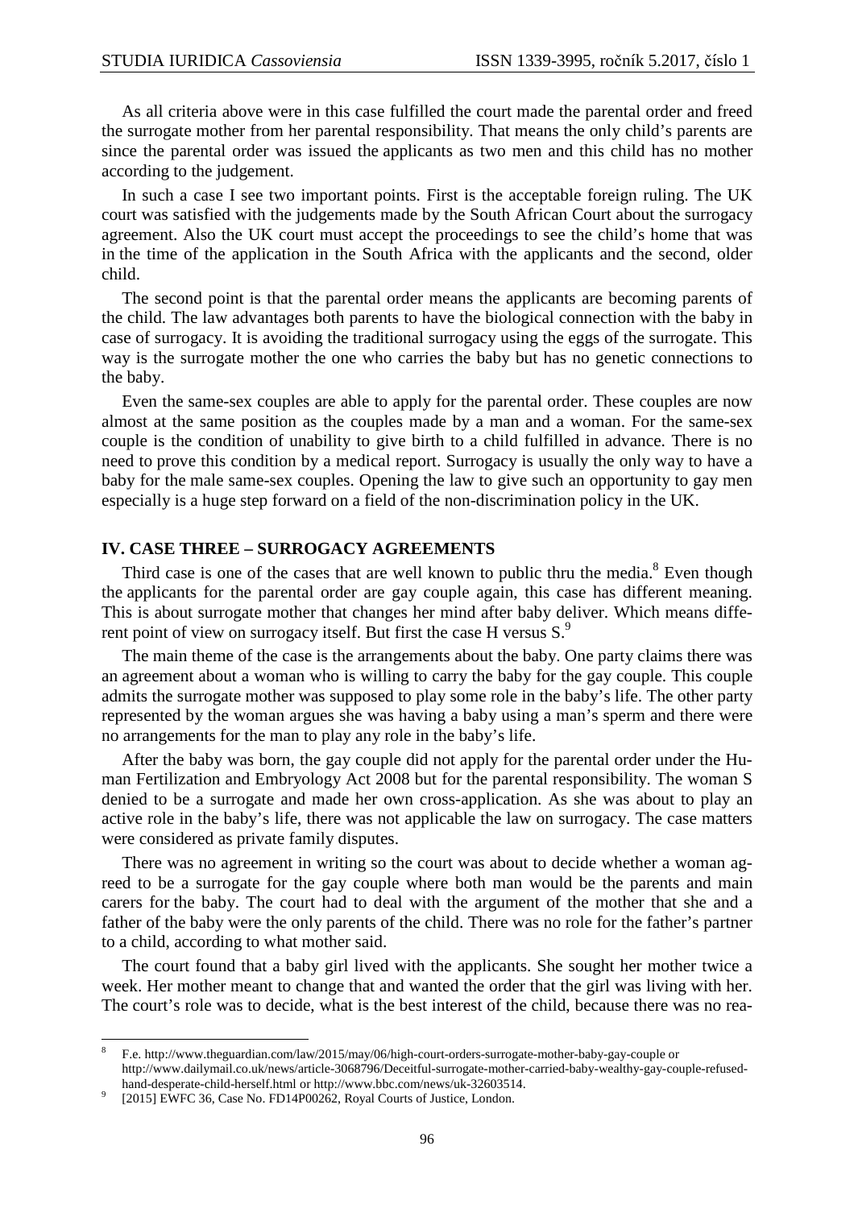As all criteria above were in this case fulfilled the court made the parental order and freed the surrogate mother from her parental responsibility. That means the only child's parents are since the parental order was issued the applicants as two men and this child has no mother according to the judgement.

In such a case I see two important points. First is the acceptable foreign ruling. The UK court was satisfied with the judgements made by the South African Court about the surrogacy agreement. Also the UK court must accept the proceedings to see the child's home that was in the time of the application in the South Africa with the applicants and the second, older child.

The second point is that the parental order means the applicants are becoming parents of the child. The law advantages both parents to have the biological connection with the baby in case of surrogacy. It is avoiding the traditional surrogacy using the eggs of the surrogate. This way is the surrogate mother the one who carries the baby but has no genetic connections to the baby.

Even the same-sex couples are able to apply for the parental order. These couples are now almost at the same position as the couples made by a man and a woman. For the same-sex couple is the condition of unability to give birth to a child fulfilled in advance. There is no need to prove this condition by a medical report. Surrogacy is usually the only way to have a baby for the male same-sex couples. Opening the law to give such an opportunity to gay men especially is a huge step forward on a field of the non-discrimination policy in the UK.

## IV. CASE THREE – SURROGACY AGREEMENTS

Third case is one of the cases that are well known to public thru the media.[8] Even though the applicants for the parental order are gay couple again, this case has different meaning. This is about surrogate mother that changes her mind after baby deliver. Which means different point of view on surrogacy itself. But first the case H versus S.[9]

The main theme of the case is the arrangements about the baby. One party claims there was an agreement about a woman who is willing to carry the baby for the gay couple. This couple admits the surrogate mother was supposed to play some role in the baby's life. The other party represented by the woman argues she was having a baby using a man's sperm and there were no arrangements for the man to play any role in the baby's life.

After the baby was born, the gay couple did not apply for the parental order under the Human Fertilization and Embryology Act 2008 but for the parental responsibility. The woman S denied to be a surrogate and made her own cross-application. As she was about to play an active role in the baby's life, there was not applicable the law on surrogacy. The case matters were considered as private family disputes.

There was no agreement in writing so the court was about to decide whether a woman agreed to be a surrogate for the gay couple where both man would be the parents and main carers for the baby. The court had to deal with the argument of the mother that she and a father of the baby were the only parents of the child. There was no role for the father's partner to a child, according to what mother said.

The court found that a baby girl lived with the applicants. She sought her mother twice a week. Her mother meant to change that and wanted the order that the girl was living with her. The court's role was to decide, what is the best interest of the child, because there was no rea-

---

[8] F.e. http://www.theguardian.com/law/2015/may/06/high-court-orders-surrogate-mother-baby-gay-couple or http://www.dailymail.co.uk/news/article-3068796/Deceitful-surrogate-mother-carried-baby-wealthy-gay-couple-refused-hand-desperate-child-herself.html or http://www.bbc.com/news/uk-32603514.

[9] [2015] EWFC 36, Case No. FD14P00262, Royal Courts of Justice, London.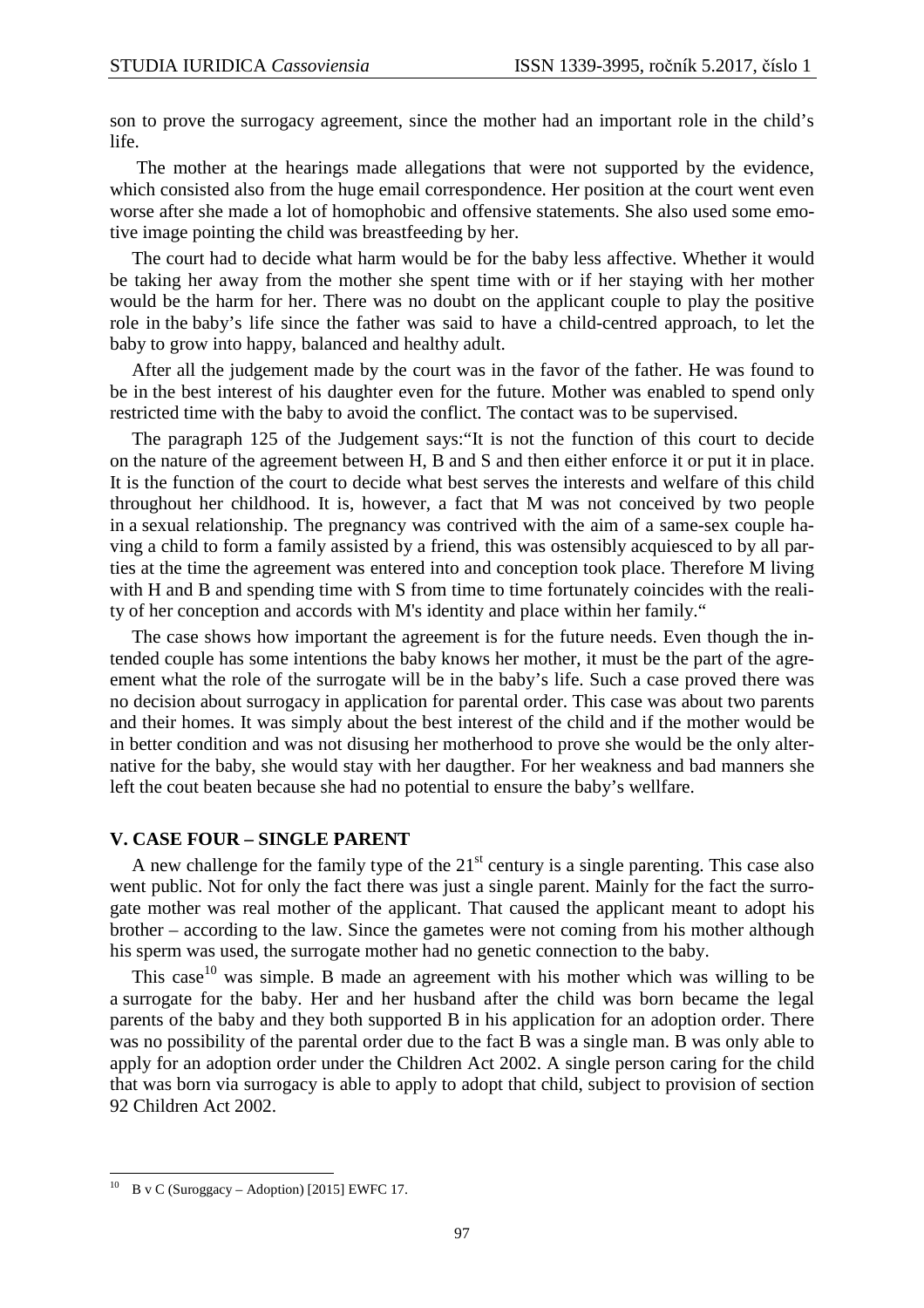son to prove the surrogacy agreement, since the mother had an important role in the child's life.

The mother at the hearings made allegations that were not supported by the evidence, which consisted also from the huge email correspondence. Her position at the court went even worse after she made a lot of homophobic and offensive statements. She also used some emotive image pointing the child was breastfeeding by her.

The court had to decide what harm would be for the baby less affective. Whether it would be taking her away from the mother she spent time with or if her staying with her mother would be the harm for her. There was no doubt on the applicant couple to play the positive role in the baby's life since the father was said to have a child-centred approach, to let the baby to grow into happy, balanced and healthy adult.

After all the judgement made by the court was in the favor of the father. He was found to be in the best interest of his daughter even for the future. Mother was enabled to spend only restricted time with the baby to avoid the conflict. The contact was to be supervised.

The paragraph 125 of the Judgement says:"It is not the function of this court to decide on the nature of the agreement between H, B and S and then either enforce it or put it in place. It is the function of the court to decide what best serves the interests and welfare of this child throughout her childhood. It is, however, a fact that M was not conceived by two people in a sexual relationship. The pregnancy was contrived with the aim of a same-sex couple having a child to form a family assisted by a friend, this was ostensibly acquiesced to by all parties at the time the agreement was entered into and conception took place. Therefore M living with H and B and spending time with S from time to time fortunately coincides with the reality of her conception and accords with M's identity and place within her family."

The case shows how important the agreement is for the future needs. Even though the intended couple has some intentions the baby knows her mother, it must be the part of the agreement what the role of the surrogate will be in the baby's life. Such a case proved there was no decision about surrogacy in application for parental order. This case was about two parents and their homes. It was simply about the best interest of the child and if the mother would be in better condition and was not disusing her motherhood to prove she would be the only alternative for the baby, she would stay with her daugther. For her weakness and bad manners she left the cout beaten because she had no potential to ensure the baby's wellfare.

## V. CASE FOUR – SINGLE PARENT

A new challenge for the family type of the 21st century is a single parenting. This case also went public. Not for only the fact there was just a single parent. Mainly for the fact the surrogate mother was real mother of the applicant. That caused the applicant meant to adopt his brother – according to the law. Since the gametes were not coming from his mother although his sperm was used, the surrogate mother had no genetic connection to the baby.

This case[10] was simple. B made an agreement with his mother which was willing to be a surrogate for the baby. Her and her husband after the child was born became the legal parents of the baby and they both supported B in his application for an adoption order. There was no possibility of the parental order due to the fact B was a single man. B was only able to apply for an adoption order under the Children Act 2002. A single person caring for the child that was born via surrogacy is able to apply to adopt that child, subject to provision of section 92 Children Act 2002.

---

[10] B v C (Suroggacy – Adoption) [2015] EWFC 17.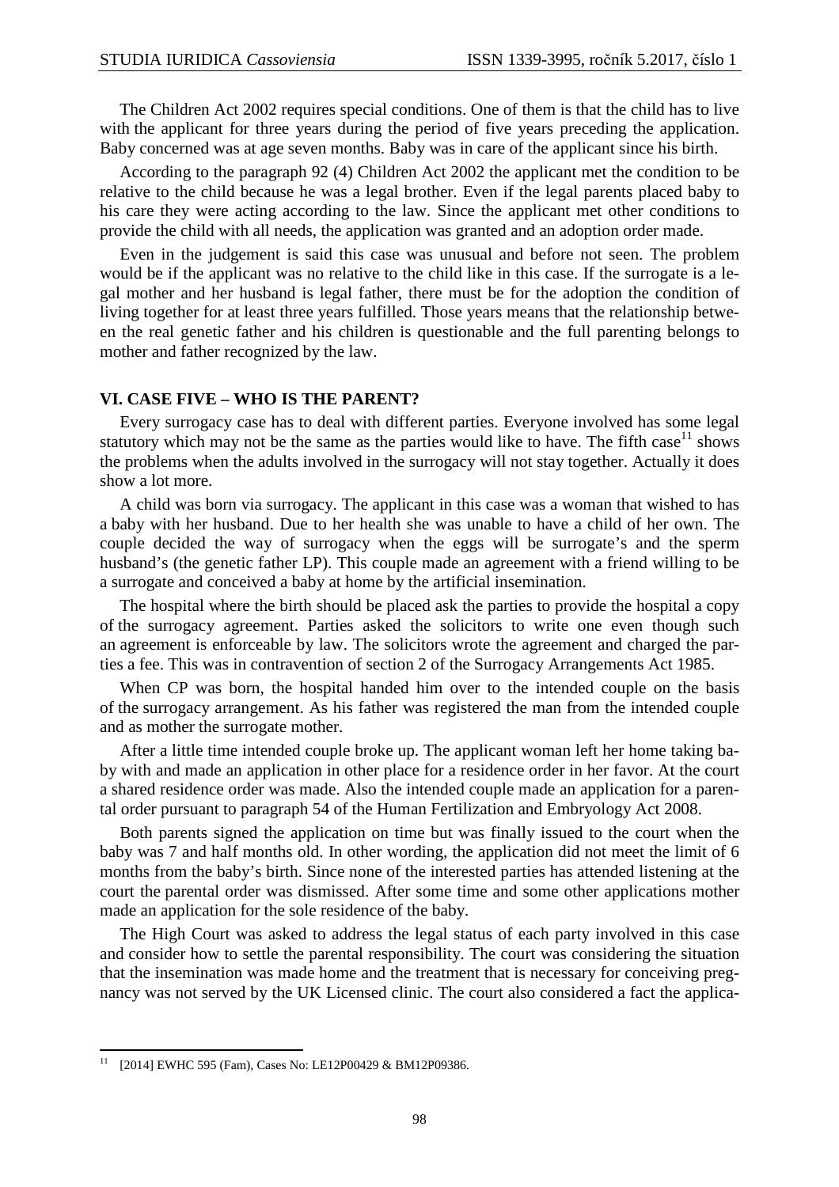The Children Act 2002 requires special conditions. One of them is that the child has to live with the applicant for three years during the period of five years preceding the application. Baby concerned was at age seven months. Baby was in care of the applicant since his birth.

According to the paragraph 92 (4) Children Act 2002 the applicant met the condition to be relative to the child because he was a legal brother. Even if the legal parents placed baby to his care they were acting according to the law. Since the applicant met other conditions to provide the child with all needs, the application was granted and an adoption order made.

Even in the judgement is said this case was unusual and before not seen. The problem would be if the applicant was no relative to the child like in this case. If the surrogate is a legal mother and her husband is legal father, there must be for the adoption the condition of living together for at least three years fulfilled. Those years means that the relationship between the real genetic father and his children is questionable and the full parenting belongs to mother and father recognized by the law.

## VI. CASE FIVE – WHO IS THE PARENT?

Every surrogacy case has to deal with different parties. Everyone involved has some legal statutory which may not be the same as the parties would like to have. The fifth case[11] shows the problems when the adults involved in the surrogacy will not stay together. Actually it does show a lot more.

A child was born via surrogacy. The applicant in this case was a woman that wished to has a baby with her husband. Due to her health she was unable to have a child of her own. The couple decided the way of surrogacy when the eggs will be surrogate's and the sperm husband's (the genetic father LP). This couple made an agreement with a friend willing to be a surrogate and conceived a baby at home by the artificial insemination.

The hospital where the birth should be placed ask the parties to provide the hospital a copy of the surrogacy agreement. Parties asked the solicitors to write one even though such an agreement is enforceable by law. The solicitors wrote the agreement and charged the parties a fee. This was in contravention of section 2 of the Surrogacy Arrangements Act 1985.

When CP was born, the hospital handed him over to the intended couple on the basis of the surrogacy arrangement. As his father was registered the man from the intended couple and as mother the surrogate mother.

After a little time intended couple broke up. The applicant woman left her home taking baby with and made an application in other place for a residence order in her favor. At the court a shared residence order was made. Also the intended couple made an application for a parental order pursuant to paragraph 54 of the Human Fertilization and Embryology Act 2008.

Both parents signed the application on time but was finally issued to the court when the baby was 7 and half months old. In other wording, the application did not meet the limit of 6 months from the baby's birth. Since none of the interested parties has attended listening at the court the parental order was dismissed. After some time and some other applications mother made an application for the sole residence of the baby.

The High Court was asked to address the legal status of each party involved in this case and consider how to settle the parental responsibility. The court was considering the situation that the insemination was made home and the treatment that is necessary for conceiving pregnancy was not served by the UK Licensed clinic. The court also considered a fact the applica-

[11] [2014] EWHC 595 (Fam), Cases No: LE12P00429 & BM12P09386.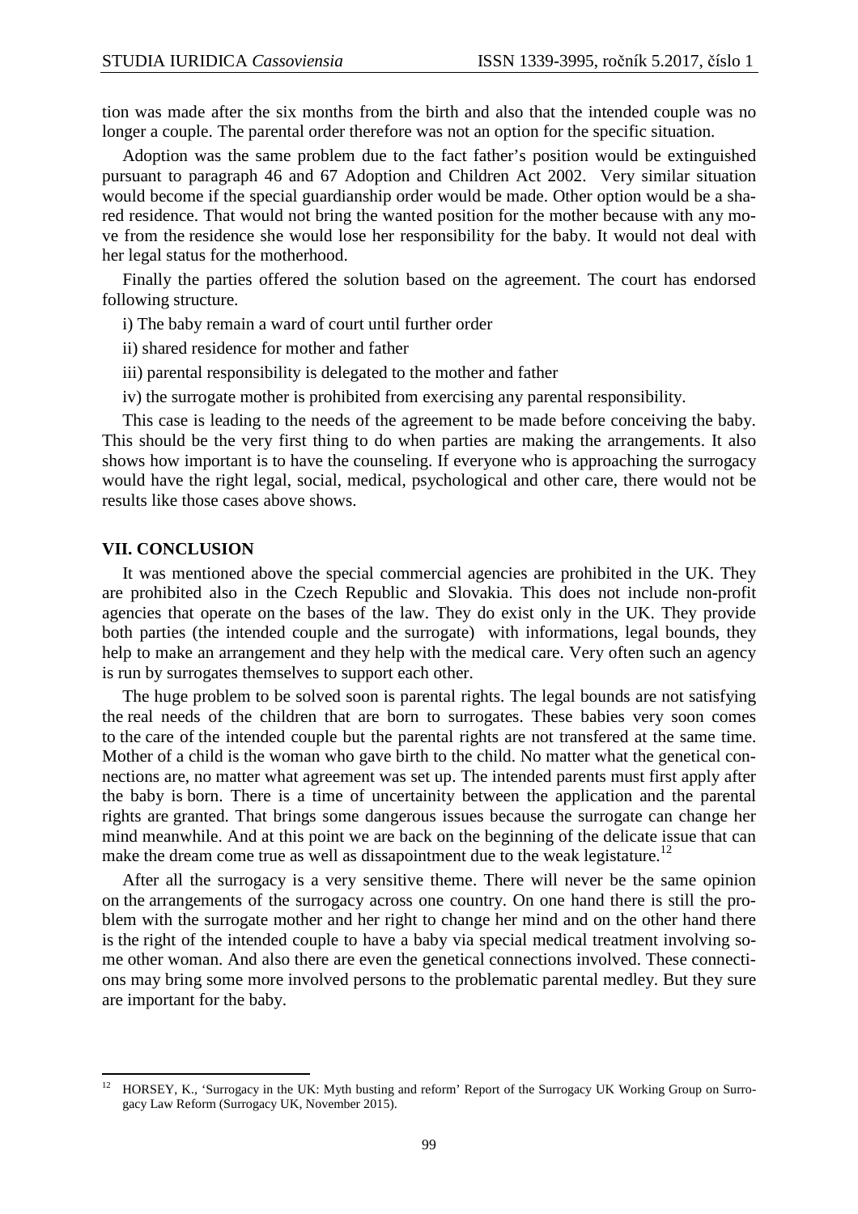tion was made after the six months from the birth and also that the intended couple was no longer a couple. The parental order therefore was not an option for the specific situation.

Adoption was the same problem due to the fact father's position would be extinguished pursuant to paragraph 46 and 67 Adoption and Children Act 2002. Very similar situation would become if the special guardianship order would be made. Other option would be a shared residence. That would not bring the wanted position for the mother because with any move from the residence she would lose her responsibility for the baby. It would not deal with her legal status for the motherhood.

Finally the parties offered the solution based on the agreement. The court has endorsed following structure.

i) The baby remain a ward of court until further order

ii) shared residence for mother and father

iii) parental responsibility is delegated to the mother and father

iv) the surrogate mother is prohibited from exercising any parental responsibility.

This case is leading to the needs of the agreement to be made before conceiving the baby. This should be the very first thing to do when parties are making the arrangements. It also shows how important is to have the counseling. If everyone who is approaching the surrogacy would have the right legal, social, medical, psychological and other care, there would not be results like those cases above shows.

## VII. CONCLUSION

It was mentioned above the special commercial agencies are prohibited in the UK. They are prohibited also in the Czech Republic and Slovakia. This does not include non-profit agencies that operate on the bases of the law. They do exist only in the UK. They provide both parties (the intended couple and the surrogate) with informations, legal bounds, they help to make an arrangement and they help with the medical care. Very often such an agency is run by surrogates themselves to support each other.

The huge problem to be solved soon is parental rights. The legal bounds are not satisfying the real needs of the children that are born to surrogates. These babies very soon comes to the care of the intended couple but the parental rights are not transfered at the same time. Mother of a child is the woman who gave birth to the child. No matter what the genetical connections are, no matter what agreement was set up. The intended parents must first apply after the baby is born. There is a time of uncertainity between the application and the parental rights are granted. That brings some dangerous issues because the surrogate can change her mind meanwhile. And at this point we are back on the beginning of the delicate issue that can make the dream come true as well as dissapointment due to the weak legistature.[12]

After all the surrogacy is a very sensitive theme. There will never be the same opinion on the arrangements of the surrogacy across one country. On one hand there is still the problem with the surrogate mother and her right to change her mind and on the other hand there is the right of the intended couple to have a baby via special medical treatment involving some other woman. And also there are even the genetical connections involved. These connections may bring some more involved persons to the problematic parental medley. But they sure are important for the baby.

---

[12] HORSEY, K., 'Surrogacy in the UK: Myth busting and reform' Report of the Surrogacy UK Working Group on Surrogacy Law Reform (Surrogacy UK, November 2015).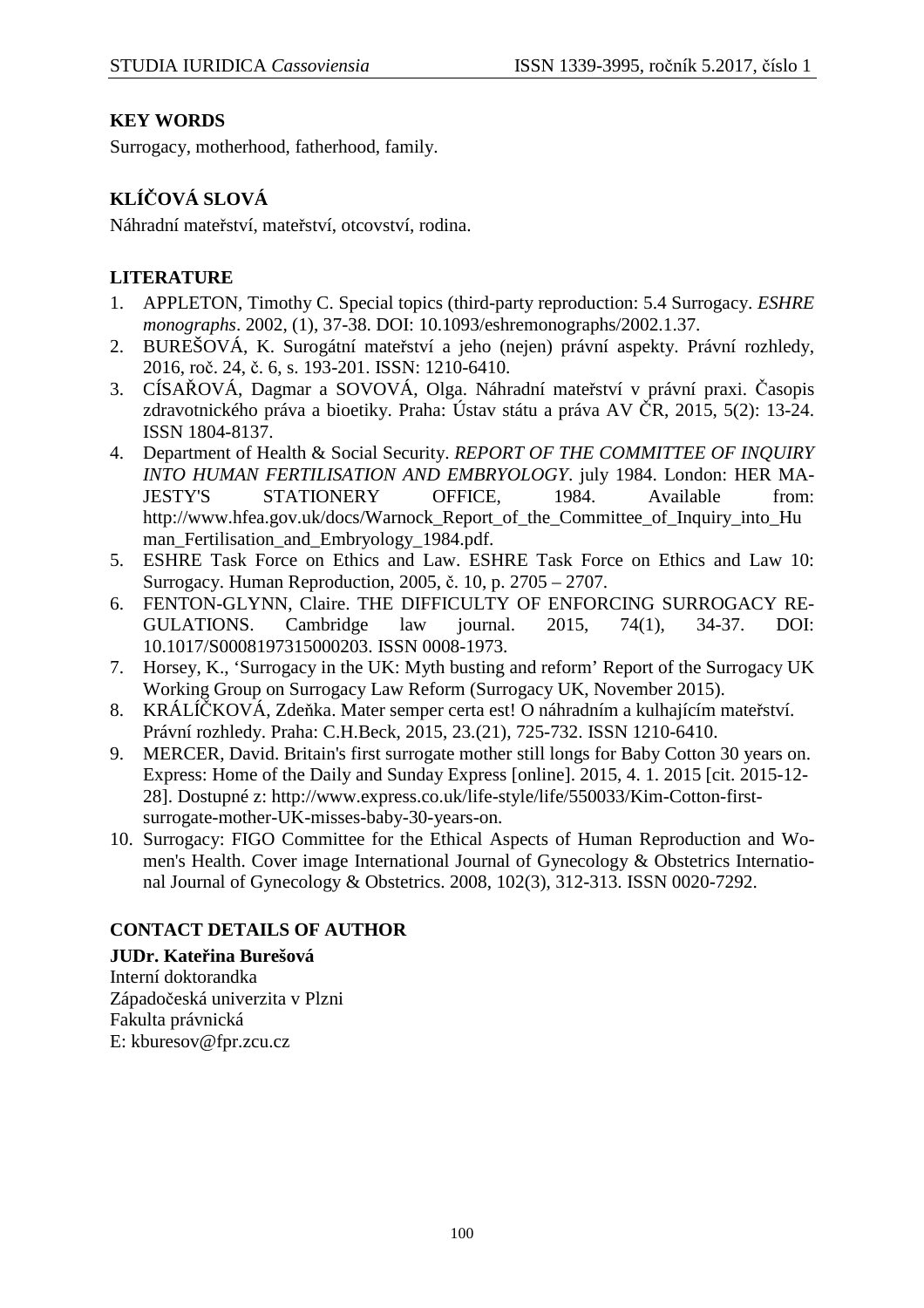## KEY WORDS

Surrogacy, motherhood, fatherhood, family.

## KLÍČOVÁ SLOVÁ

Náhradní mateřství, mateřství, otcovství, rodina.

## LITERATURE

1. APPLETON, Timothy C. Special topics (third-party reproduction: 5.4 Surrogacy. *ESHRE monographs*. 2002, (1), 37-38. DOI: 10.1093/eshremonographs/2002.1.37.
2. BUREŠOVÁ, K. Surogátní mateřství a jeho (nejen) právní aspekty. Právní rozhledy, 2016, roč. 24, č. 6, s. 193-201. ISSN: 1210-6410.
3. CÍSAŘOVÁ, Dagmar a SOVOVÁ, Olga. Náhradní mateřství v právní praxi. Časopis zdravotnického práva a bioetiky. Praha: Ústav státu a práva AV ČR, 2015, 5(2): 13-24. ISSN 1804-8137.
4. Department of Health & Social Security. *REPORT OF THE COMMITTEE OF INQUIRY INTO HUMAN FERTILISATION AND EMBRYOLOGY*. july 1984. London: HER MAJESTY'S STATIONERY OFFICE, 1984. Available from: http://www.hfea.gov.uk/docs/Warnock_Report_of_the_Committee_of_Inquiry_into_Human_Fertilisation_and_Embryology_1984.pdf.
5. ESHRE Task Force on Ethics and Law. ESHRE Task Force on Ethics and Law 10: Surrogacy. Human Reproduction, 2005, č. 10, p. 2705 – 2707.
6. FENTON-GLYNN, Claire. THE DIFFICULTY OF ENFORCING SURROGACY REGULATIONS. Cambridge law journal. 2015, 74(1), 34-37. DOI: 10.1017/S0008197315000203. ISSN 0008-1973.
7. Horsey, K., 'Surrogacy in the UK: Myth busting and reform' Report of the Surrogacy UK Working Group on Surrogacy Law Reform (Surrogacy UK, November 2015).
8. KRÁLÍČKOVÁ, Zdeňka. Mater semper certa est! O náhradním a kulhajícím mateřství. Právní rozhledy. Praha: C.H.Beck, 2015, 23.(21), 725-732. ISSN 1210-6410.
9. MERCER, David. Britain's first surrogate mother still longs for Baby Cotton 30 years on. Express: Home of the Daily and Sunday Express [online]. 2015, 4. 1. 2015 [cit. 2015-12-28]. Dostupné z: http://www.express.co.uk/life-style/life/550033/Kim-Cotton-first-surrogate-mother-UK-misses-baby-30-years-on.
10. Surrogacy: FIGO Committee for the Ethical Aspects of Human Reproduction and Women's Health. Cover image International Journal of Gynecology & Obstetrics International Journal of Gynecology & Obstetrics. 2008, 102(3), 312-313. ISSN 0020-7292.

## CONTACT DETAILS OF AUTHOR

**JUDr. Kateřina Burešová**
Interní doktorandka
Západočeská univerzita v Plzni
Fakulta právnická
E: kburesov@fpr.zcu.cz